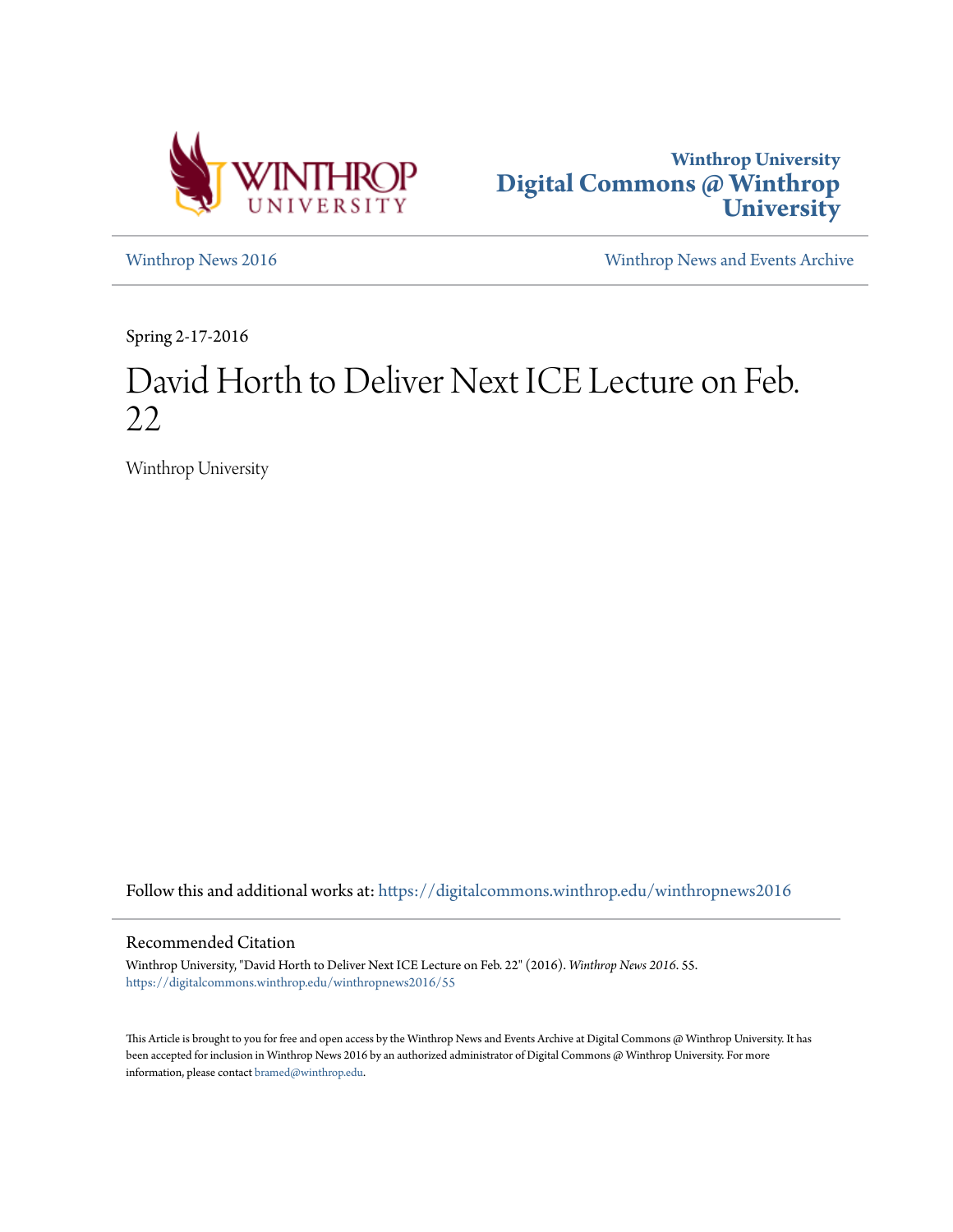Winthrop University
Digital Commons @ Winthrop University

Winthrop News 2016 | Winthrop News and Events Archive

Spring 2-17-2016

# David Horth to Deliver Next ICE Lecture on Feb. 22

Winthrop University

Follow this and additional works at: https://digitalcommons.winthrop.edu/winthropnews2016

## Recommended Citation

Winthrop University, "David Horth to Deliver Next ICE Lecture on Feb. 22" (2016). *Winthrop News 2016*. 55.
https://digitalcommons.winthrop.edu/winthropnews2016/55

This Article is brought to you for free and open access by the Winthrop News and Events Archive at Digital Commons @ Winthrop University. It has been accepted for inclusion in Winthrop News 2016 by an authorized administrator of Digital Commons @ Winthrop University. For more information, please contact bramed@winthrop.edu.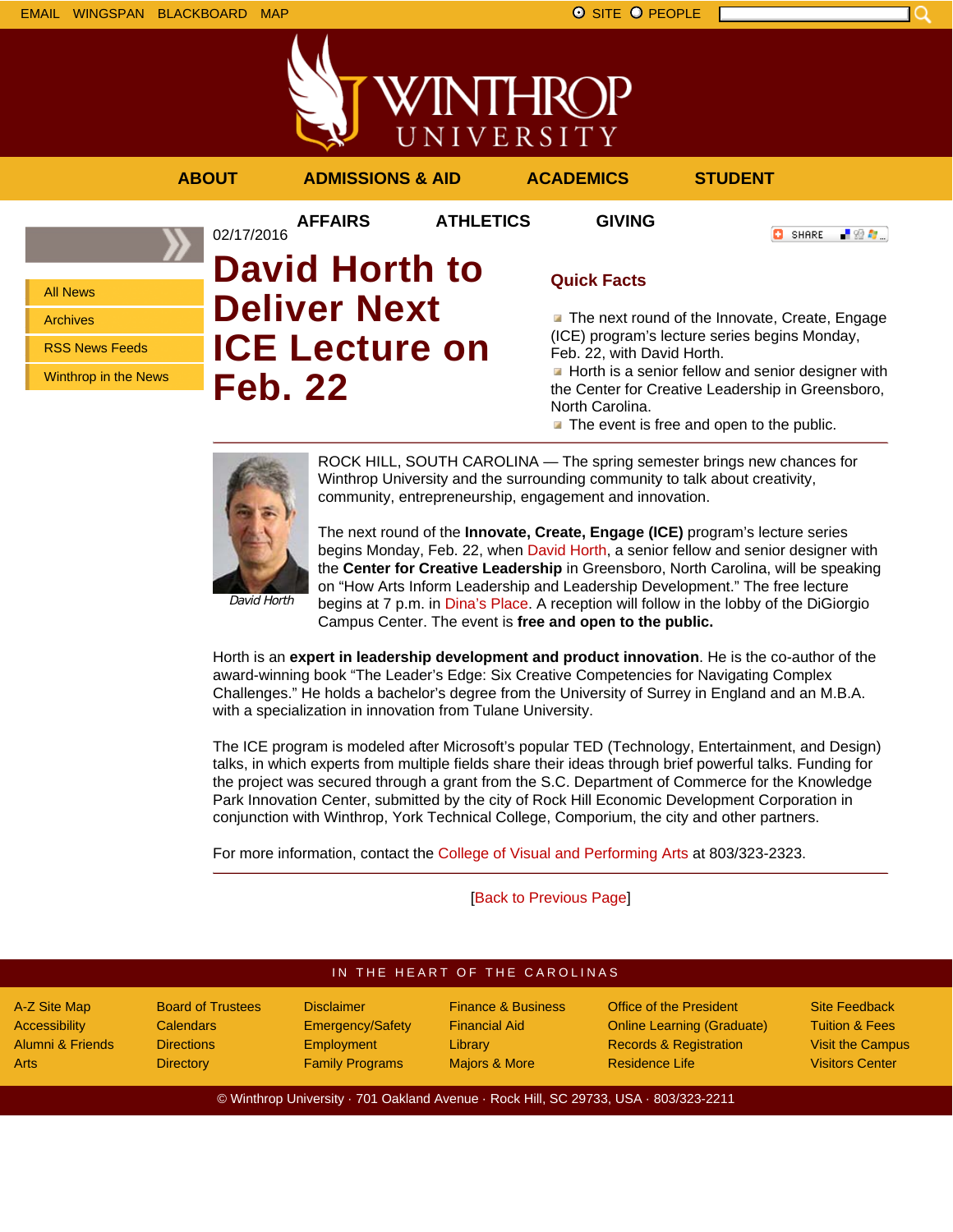EMAIL WINGSPAN BLACKBOARD MAP

SITE PEOPLE

WINTHROP UNIVERSITY

ABOUT ADMISSIONS & AID ACADEMICS STUDENT AFFAIRS ATHLETICS GIVING

- All News
- Archives
- RSS News Feeds
- Winthrop in the News

02/17/2016

SHARE

# David Horth to Deliver Next ICE Lecture on Feb. 22

## Quick Facts

- The next round of the Innovate, Create, Engage (ICE) program's lecture series begins Monday, Feb. 22, with David Horth.
- Horth is a senior fellow and senior designer with the Center for Creative Leadership in Greensboro, North Carolina.
- The event is free and open to the public.

*David Horth*

ROCK HILL, SOUTH CAROLINA — The spring semester brings new chances for Winthrop University and the surrounding community to talk about creativity, community, entrepreneurship, engagement and innovation.

The next round of the **Innovate, Create, Engage (ICE)** program's lecture series begins Monday, Feb. 22, when David Horth, a senior fellow and senior designer with the **Center for Creative Leadership** in Greensboro, North Carolina, will be speaking on "How Arts Inform Leadership and Leadership Development." The free lecture begins at 7 p.m. in Dina's Place. A reception will follow in the lobby of the DiGiorgio Campus Center. The event is **free and open to the public.**

Horth is an **expert in leadership development and product innovation**. He is the co-author of the award-winning book "The Leader's Edge: Six Creative Competencies for Navigating Complex Challenges." He holds a bachelor's degree from the University of Surrey in England and an M.B.A. with a specialization in innovation from Tulane University.

The ICE program is modeled after Microsoft's popular TED (Technology, Entertainment, and Design) talks, in which experts from multiple fields share their ideas through brief powerful talks. Funding for the project was secured through a grant from the S.C. Department of Commerce for the Knowledge Park Innovation Center, submitted by the city of Rock Hill Economic Development Corporation in conjunction with Winthrop, York Technical College, Comporium, the city and other partners.

For more information, contact the College of Visual and Performing Arts at 803/323-2323.

[Back to Previous Page]

IN THE HEART OF THE CAROLINAS

| | | | | | |
|---|---|---|---|---|---|
| A-Z Site Map | Board of Trustees | Disclaimer | Finance & Business | Office of the President | Site Feedback |
| Accessibility | Calendars | Emergency/Safety | Financial Aid | Online Learning (Graduate) | Tuition & Fees |
| Alumni & Friends | Directions | Employment | Library | Records & Registration | Visit the Campus |
| Arts | Directory | Family Programs | Majors & More | Residence Life | Visitors Center |

© Winthrop University · 701 Oakland Avenue · Rock Hill, SC 29733, USA · 803/323-2211